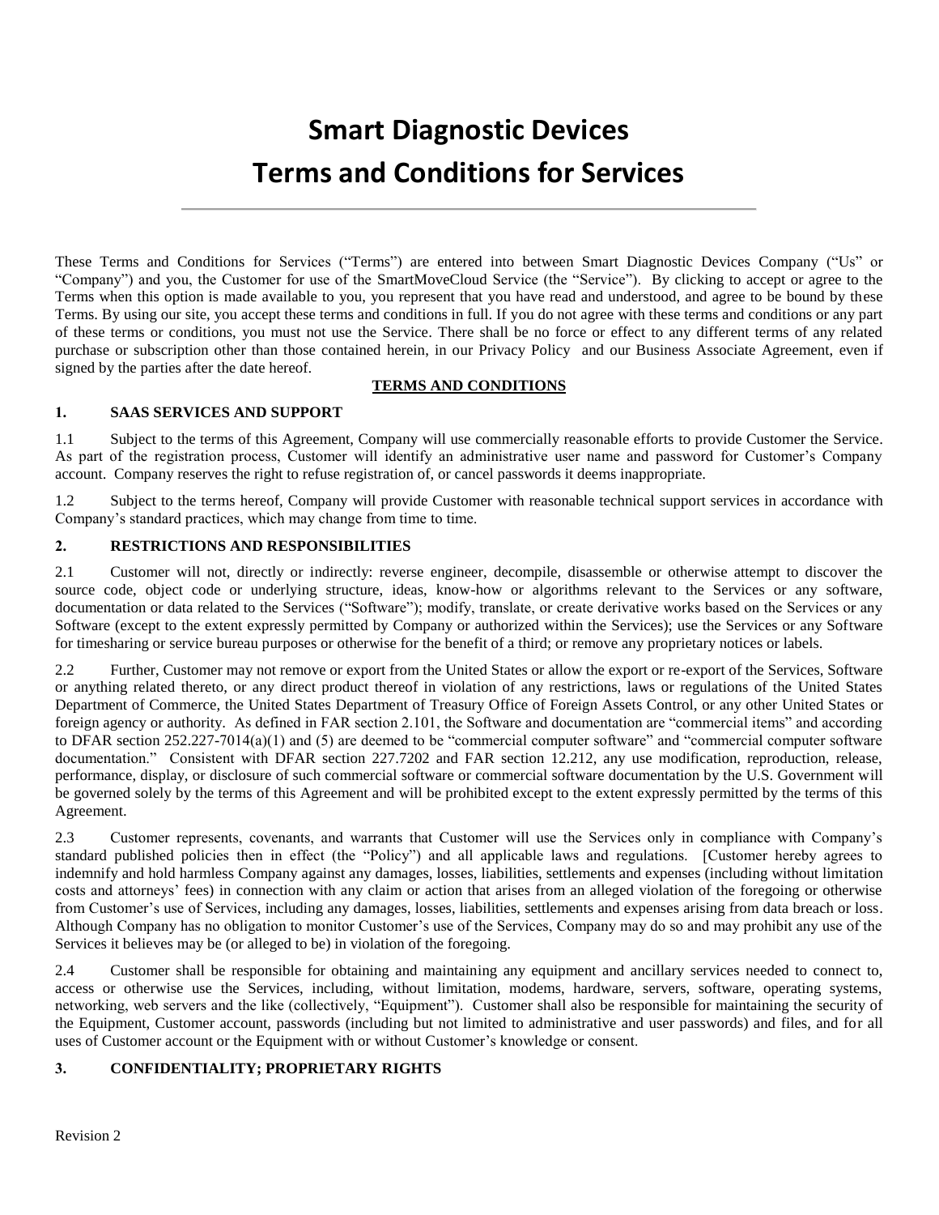# Smart Diagnostic Devices

# Terms and Conditions for Services

---

These Terms and Conditions for Services ("Terms") are entered into between Smart Diagnostic Devices Company ("Us" or "Company") and you, the Customer for use of the SmartMoveCloud Service (the "Service"). By clicking to accept or agree to the Terms when this option is made available to you, you represent that you have read and understood, and agree to be bound by these Terms. By using our site, you accept these terms and conditions in full. If you do not agree with these terms and conditions or any part of these terms or conditions, you must not use the Service. There shall be no force or effect to any different terms of any related purchase or subscription other than those contained herein, in our Privacy Policy and our Business Associate Agreement, even if signed by the parties after the date hereof.

**TERMS AND CONDITIONS**

**1. SAAS SERVICES AND SUPPORT**

1.1 Subject to the terms of this Agreement, Company will use commercially reasonable efforts to provide Customer the Service. As part of the registration process, Customer will identify an administrative user name and password for Customer's Company account. Company reserves the right to refuse registration of, or cancel passwords it deems inappropriate.

1.2 Subject to the terms hereof, Company will provide Customer with reasonable technical support services in accordance with Company's standard practices, which may change from time to time.

**2. RESTRICTIONS AND RESPONSIBILITIES**

2.1 Customer will not, directly or indirectly: reverse engineer, decompile, disassemble or otherwise attempt to discover the source code, object code or underlying structure, ideas, know-how or algorithms relevant to the Services or any software, documentation or data related to the Services ("Software"); modify, translate, or create derivative works based on the Services or any Software (except to the extent expressly permitted by Company or authorized within the Services); use the Services or any Software for timesharing or service bureau purposes or otherwise for the benefit of a third; or remove any proprietary notices or labels.

2.2 Further, Customer may not remove or export from the United States or allow the export or re-export of the Services, Software or anything related thereto, or any direct product thereof in violation of any restrictions, laws or regulations of the United States Department of Commerce, the United States Department of Treasury Office of Foreign Assets Control, or any other United States or foreign agency or authority. As defined in FAR section 2.101, the Software and documentation are "commercial items" and according to DFAR section 252.227-7014(a)(1) and (5) are deemed to be "commercial computer software" and "commercial computer software documentation." Consistent with DFAR section 227.7202 and FAR section 12.212, any use modification, reproduction, release, performance, display, or disclosure of such commercial software or commercial software documentation by the U.S. Government will be governed solely by the terms of this Agreement and will be prohibited except to the extent expressly permitted by the terms of this Agreement.

2.3 Customer represents, covenants, and warrants that Customer will use the Services only in compliance with Company's standard published policies then in effect (the "Policy") and all applicable laws and regulations. [Customer hereby agrees to indemnify and hold harmless Company against any damages, losses, liabilities, settlements and expenses (including without limitation costs and attorneys' fees) in connection with any claim or action that arises from an alleged violation of the foregoing or otherwise from Customer's use of Services, including any damages, losses, liabilities, settlements and expenses arising from data breach or loss. Although Company has no obligation to monitor Customer's use of the Services, Company may do so and may prohibit any use of the Services it believes may be (or alleged to be) in violation of the foregoing.

2.4 Customer shall be responsible for obtaining and maintaining any equipment and ancillary services needed to connect to, access or otherwise use the Services, including, without limitation, modems, hardware, servers, software, operating systems, networking, web servers and the like (collectively, "Equipment"). Customer shall also be responsible for maintaining the security of the Equipment, Customer account, passwords (including but not limited to administrative and user passwords) and files, and for all uses of Customer account or the Equipment with or without Customer's knowledge or consent.

**3. CONFIDENTIALITY; PROPRIETARY RIGHTS**

Revision 2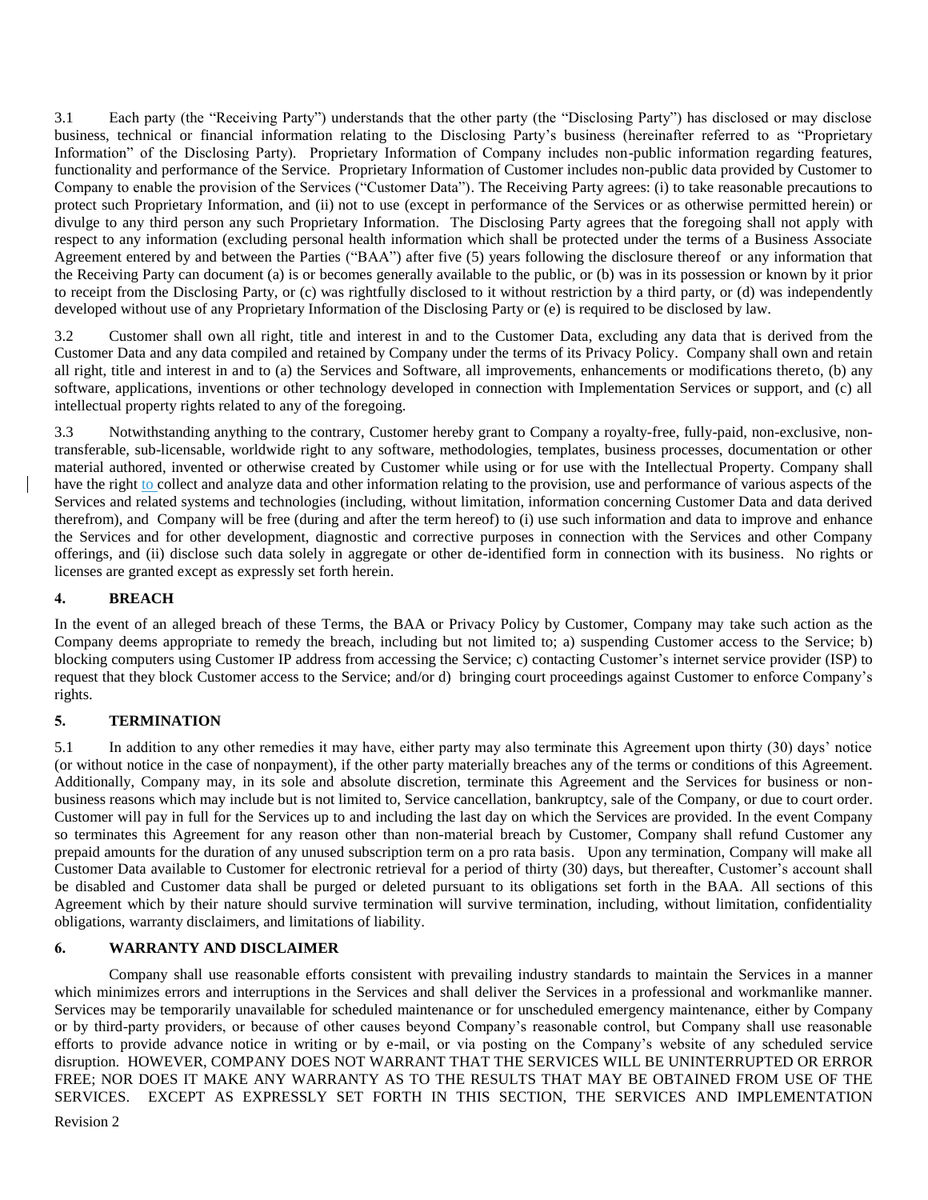3.1 Each party (the "Receiving Party") understands that the other party (the "Disclosing Party") has disclosed or may disclose business, technical or financial information relating to the Disclosing Party's business (hereinafter referred to as "Proprietary Information" of the Disclosing Party). Proprietary Information of Company includes non-public information regarding features, functionality and performance of the Service. Proprietary Information of Customer includes non-public data provided by Customer to Company to enable the provision of the Services ("Customer Data"). The Receiving Party agrees: (i) to take reasonable precautions to protect such Proprietary Information, and (ii) not to use (except in performance of the Services or as otherwise permitted herein) or divulge to any third person any such Proprietary Information. The Disclosing Party agrees that the foregoing shall not apply with respect to any information (excluding personal health information which shall be protected under the terms of a Business Associate Agreement entered by and between the Parties ("BAA") after five (5) years following the disclosure thereof or any information that the Receiving Party can document (a) is or becomes generally available to the public, or (b) was in its possession or known by it prior to receipt from the Disclosing Party, or (c) was rightfully disclosed to it without restriction by a third party, or (d) was independently developed without use of any Proprietary Information of the Disclosing Party or (e) is required to be disclosed by law.

3.2 Customer shall own all right, title and interest in and to the Customer Data, excluding any data that is derived from the Customer Data and any data compiled and retained by Company under the terms of its Privacy Policy. Company shall own and retain all right, title and interest in and to (a) the Services and Software, all improvements, enhancements or modifications thereto, (b) any software, applications, inventions or other technology developed in connection with Implementation Services or support, and (c) all intellectual property rights related to any of the foregoing.

3.3 Notwithstanding anything to the contrary, Customer hereby grant to Company a royalty-free, fully-paid, non-exclusive, non-transferable, sub-licensable, worldwide right to any software, methodologies, templates, business processes, documentation or other material authored, invented or otherwise created by Customer while using or for use with the Intellectual Property. Company shall have the right to collect and analyze data and other information relating to the provision, use and performance of various aspects of the Services and related systems and technologies (including, without limitation, information concerning Customer Data and data derived therefrom), and Company will be free (during and after the term hereof) to (i) use such information and data to improve and enhance the Services and for other development, diagnostic and corrective purposes in connection with the Services and other Company offerings, and (ii) disclose such data solely in aggregate or other de-identified form in connection with its business. No rights or licenses are granted except as expressly set forth herein.

## 4. BREACH

In the event of an alleged breach of these Terms, the BAA or Privacy Policy by Customer, Company may take such action as the Company deems appropriate to remedy the breach, including but not limited to; a) suspending Customer access to the Service; b) blocking computers using Customer IP address from accessing the Service; c) contacting Customer's internet service provider (ISP) to request that they block Customer access to the Service; and/or d) bringing court proceedings against Customer to enforce Company's rights.

## 5. TERMINATION

5.1 In addition to any other remedies it may have, either party may also terminate this Agreement upon thirty (30) days' notice (or without notice in the case of nonpayment), if the other party materially breaches any of the terms or conditions of this Agreement. Additionally, Company may, in its sole and absolute discretion, terminate this Agreement and the Services for business or non-business reasons which may include but is not limited to, Service cancellation, bankruptcy, sale of the Company, or due to court order. Customer will pay in full for the Services up to and including the last day on which the Services are provided. In the event Company so terminates this Agreement for any reason other than non-material breach by Customer, Company shall refund Customer any prepaid amounts for the duration of any unused subscription term on a pro rata basis. Upon any termination, Company will make all Customer Data available to Customer for electronic retrieval for a period of thirty (30) days, but thereafter, Customer's account shall be disabled and Customer data shall be purged or deleted pursuant to its obligations set forth in the BAA. All sections of this Agreement which by their nature should survive termination will survive termination, including, without limitation, confidentiality obligations, warranty disclaimers, and limitations of liability.

## 6. WARRANTY AND DISCLAIMER

Company shall use reasonable efforts consistent with prevailing industry standards to maintain the Services in a manner which minimizes errors and interruptions in the Services and shall deliver the Services in a professional and workmanlike manner. Services may be temporarily unavailable for scheduled maintenance or for unscheduled emergency maintenance, either by Company or by third-party providers, or because of other causes beyond Company's reasonable control, but Company shall use reasonable efforts to provide advance notice in writing or by e-mail, or via posting on the Company's website of any scheduled service disruption. HOWEVER, COMPANY DOES NOT WARRANT THAT THE SERVICES WILL BE UNINTERRUPTED OR ERROR FREE; NOR DOES IT MAKE ANY WARRANTY AS TO THE RESULTS THAT MAY BE OBTAINED FROM USE OF THE SERVICES. EXCEPT AS EXPRESSLY SET FORTH IN THIS SECTION, THE SERVICES AND IMPLEMENTATION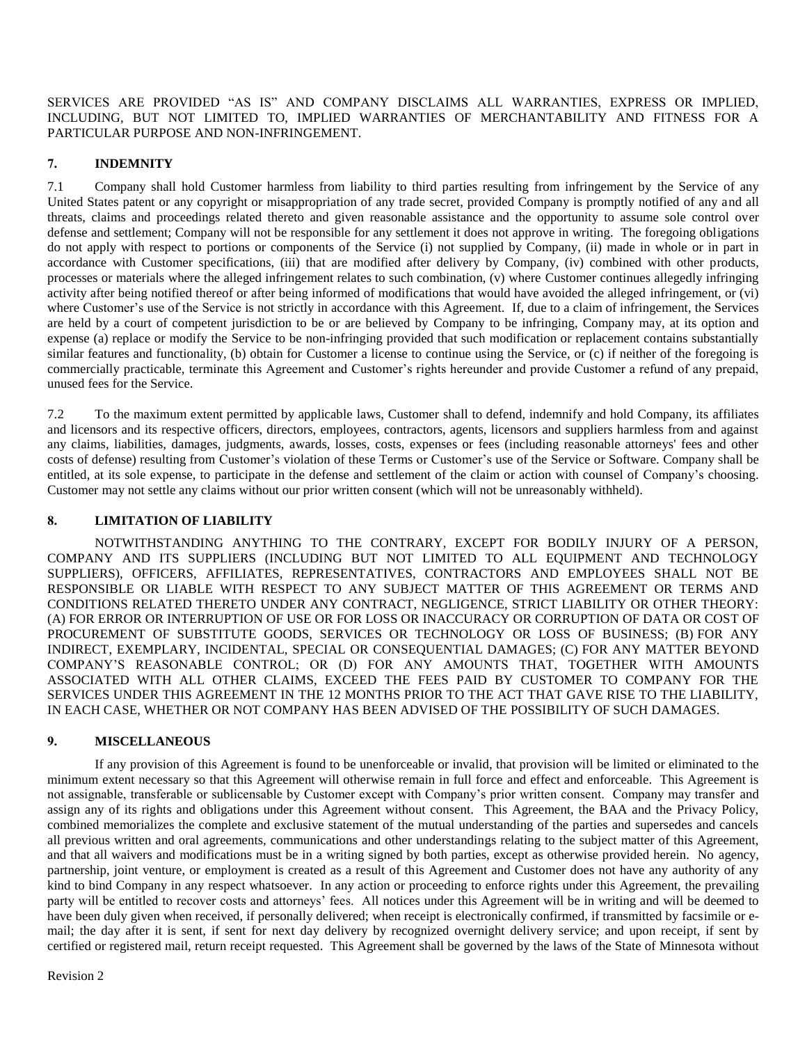SERVICES ARE PROVIDED "AS IS" AND COMPANY DISCLAIMS ALL WARRANTIES, EXPRESS OR IMPLIED, INCLUDING, BUT NOT LIMITED TO, IMPLIED WARRANTIES OF MERCHANTABILITY AND FITNESS FOR A PARTICULAR PURPOSE AND NON-INFRINGEMENT.

## 7. INDEMNITY

7.1 Company shall hold Customer harmless from liability to third parties resulting from infringement by the Service of any United States patent or any copyright or misappropriation of any trade secret, provided Company is promptly notified of any and all threats, claims and proceedings related thereto and given reasonable assistance and the opportunity to assume sole control over defense and settlement; Company will not be responsible for any settlement it does not approve in writing. The foregoing obligations do not apply with respect to portions or components of the Service (i) not supplied by Company, (ii) made in whole or in part in accordance with Customer specifications, (iii) that are modified after delivery by Company, (iv) combined with other products, processes or materials where the alleged infringement relates to such combination, (v) where Customer continues allegedly infringing activity after being notified thereof or after being informed of modifications that would have avoided the alleged infringement, or (vi) where Customer's use of the Service is not strictly in accordance with this Agreement. If, due to a claim of infringement, the Services are held by a court of competent jurisdiction to be or are believed by Company to be infringing, Company may, at its option and expense (a) replace or modify the Service to be non-infringing provided that such modification or replacement contains substantially similar features and functionality, (b) obtain for Customer a license to continue using the Service, or (c) if neither of the foregoing is commercially practicable, terminate this Agreement and Customer's rights hereunder and provide Customer a refund of any prepaid, unused fees for the Service.

7.2 To the maximum extent permitted by applicable laws, Customer shall to defend, indemnify and hold Company, its affiliates and licensors and its respective officers, directors, employees, contractors, agents, licensors and suppliers harmless from and against any claims, liabilities, damages, judgments, awards, losses, costs, expenses or fees (including reasonable attorneys' fees and other costs of defense) resulting from Customer's violation of these Terms or Customer's use of the Service or Software. Company shall be entitled, at its sole expense, to participate in the defense and settlement of the claim or action with counsel of Company's choosing. Customer may not settle any claims without our prior written consent (which will not be unreasonably withheld).

## 8. LIMITATION OF LIABILITY

NOTWITHSTANDING ANYTHING TO THE CONTRARY, EXCEPT FOR BODILY INJURY OF A PERSON, COMPANY AND ITS SUPPLIERS (INCLUDING BUT NOT LIMITED TO ALL EQUIPMENT AND TECHNOLOGY SUPPLIERS), OFFICERS, AFFILIATES, REPRESENTATIVES, CONTRACTORS AND EMPLOYEES SHALL NOT BE RESPONSIBLE OR LIABLE WITH RESPECT TO ANY SUBJECT MATTER OF THIS AGREEMENT OR TERMS AND CONDITIONS RELATED THERETO UNDER ANY CONTRACT, NEGLIGENCE, STRICT LIABILITY OR OTHER THEORY: (A) FOR ERROR OR INTERRUPTION OF USE OR FOR LOSS OR INACCURACY OR CORRUPTION OF DATA OR COST OF PROCUREMENT OF SUBSTITUTE GOODS, SERVICES OR TECHNOLOGY OR LOSS OF BUSINESS; (B) FOR ANY INDIRECT, EXEMPLARY, INCIDENTAL, SPECIAL OR CONSEQUENTIAL DAMAGES; (C) FOR ANY MATTER BEYOND COMPANY'S REASONABLE CONTROL; OR (D) FOR ANY AMOUNTS THAT, TOGETHER WITH AMOUNTS ASSOCIATED WITH ALL OTHER CLAIMS, EXCEED THE FEES PAID BY CUSTOMER TO COMPANY FOR THE SERVICES UNDER THIS AGREEMENT IN THE 12 MONTHS PRIOR TO THE ACT THAT GAVE RISE TO THE LIABILITY, IN EACH CASE, WHETHER OR NOT COMPANY HAS BEEN ADVISED OF THE POSSIBILITY OF SUCH DAMAGES.

## 9. MISCELLANEOUS

If any provision of this Agreement is found to be unenforceable or invalid, that provision will be limited or eliminated to the minimum extent necessary so that this Agreement will otherwise remain in full force and effect and enforceable. This Agreement is not assignable, transferable or sublicensable by Customer except with Company's prior written consent. Company may transfer and assign any of its rights and obligations under this Agreement without consent. This Agreement, the BAA and the Privacy Policy, combined memorializes the complete and exclusive statement of the mutual understanding of the parties and supersedes and cancels all previous written and oral agreements, communications and other understandings relating to the subject matter of this Agreement, and that all waivers and modifications must be in a writing signed by both parties, except as otherwise provided herein. No agency, partnership, joint venture, or employment is created as a result of this Agreement and Customer does not have any authority of any kind to bind Company in any respect whatsoever. In any action or proceeding to enforce rights under this Agreement, the prevailing party will be entitled to recover costs and attorneys' fees. All notices under this Agreement will be in writing and will be deemed to have been duly given when received, if personally delivered; when receipt is electronically confirmed, if transmitted by facsimile or e-mail; the day after it is sent, if sent for next day delivery by recognized overnight delivery service; and upon receipt, if sent by certified or registered mail, return receipt requested. This Agreement shall be governed by the laws of the State of Minnesota without

Revision 2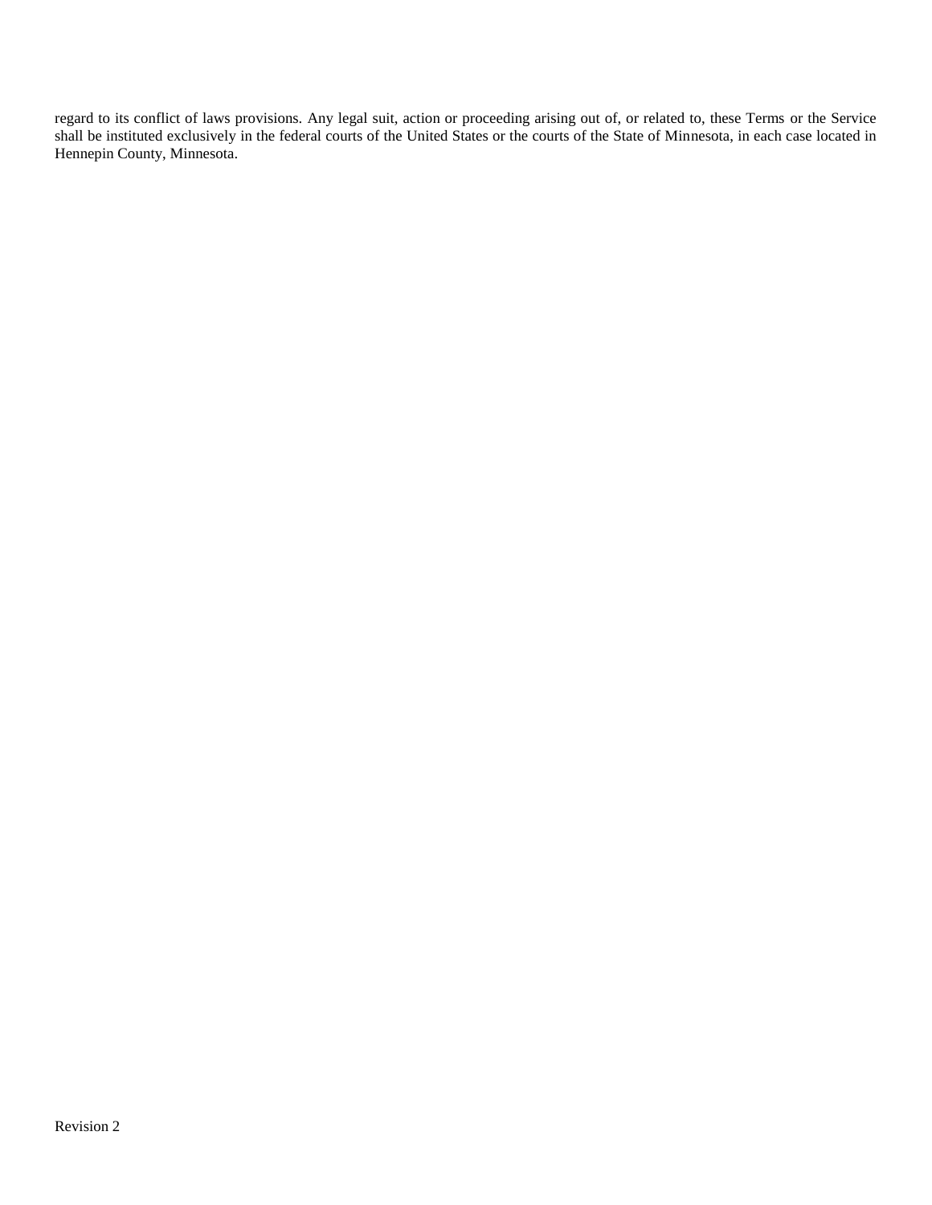regard to its conflict of laws provisions. Any legal suit, action or proceeding arising out of, or related to, these Terms or the Service shall be instituted exclusively in the federal courts of the United States or the courts of the State of Minnesota, in each case located in Hennepin County, Minnesota.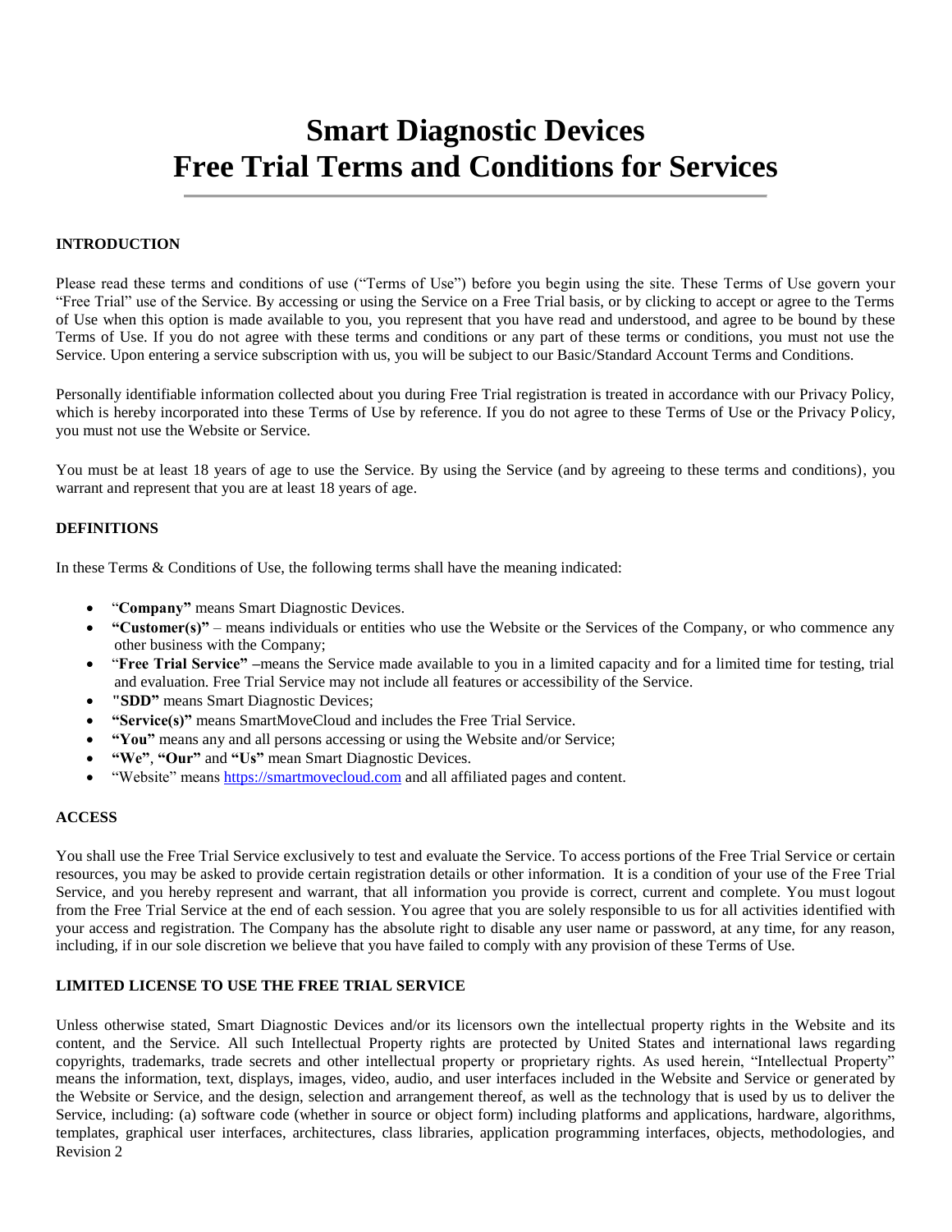# Smart Diagnostic Devices
# Free Trial Terms and Conditions for Services

## INTRODUCTION

Please read these terms and conditions of use ("Terms of Use") before you begin using the site. These Terms of Use govern your "Free Trial" use of the Service. By accessing or using the Service on a Free Trial basis, or by clicking to accept or agree to the Terms of Use when this option is made available to you, you represent that you have read and understood, and agree to be bound by these Terms of Use. If you do not agree with these terms and conditions or any part of these terms or conditions, you must not use the Service. Upon entering a service subscription with us, you will be subject to our Basic/Standard Account Terms and Conditions.

Personally identifiable information collected about you during Free Trial registration is treated in accordance with our Privacy Policy, which is hereby incorporated into these Terms of Use by reference. If you do not agree to these Terms of Use or the Privacy Policy, you must not use the Website or Service.

You must be at least 18 years of age to use the Service. By using the Service (and by agreeing to these terms and conditions), you warrant and represent that you are at least 18 years of age.

## DEFINITIONS

In these Terms & Conditions of Use, the following terms shall have the meaning indicated:

- "**Company"** means Smart Diagnostic Devices.
- **"Customer(s)"** – means individuals or entities who use the Website or the Services of the Company, or who commence any other business with the Company;
- "**Free Trial Service" –**means the Service made available to you in a limited capacity and for a limited time for testing, trial and evaluation. Free Trial Service may not include all features or accessibility of the Service.
- "**SDD"** means Smart Diagnostic Devices;
- **"Service(s)"** means SmartMoveCloud and includes the Free Trial Service.
- **"You"** means any and all persons accessing or using the Website and/or Service;
- **"We"**, **"Our"** and **"Us"** mean Smart Diagnostic Devices.
- "Website" means [https://smartmovecloud.com](https://smartmovecloud.com) and all affiliated pages and content.

## ACCESS

You shall use the Free Trial Service exclusively to test and evaluate the Service. To access portions of the Free Trial Service or certain resources, you may be asked to provide certain registration details or other information. It is a condition of your use of the Free Trial Service, and you hereby represent and warrant, that all information you provide is correct, current and complete. You must logout from the Free Trial Service at the end of each session. You agree that you are solely responsible to us for all activities identified with your access and registration. The Company has the absolute right to disable any user name or password, at any time, for any reason, including, if in our sole discretion we believe that you have failed to comply with any provision of these Terms of Use.

## LIMITED LICENSE TO USE THE FREE TRIAL SERVICE

Unless otherwise stated, Smart Diagnostic Devices and/or its licensors own the intellectual property rights in the Website and its content, and the Service. All such Intellectual Property rights are protected by United States and international laws regarding copyrights, trademarks, trade secrets and other intellectual property or proprietary rights. As used herein, "Intellectual Property" means the information, text, displays, images, video, audio, and user interfaces included in the Website and Service or generated by the Website or Service, and the design, selection and arrangement thereof, as well as the technology that is used by us to deliver the Service, including: (a) software code (whether in source or object form) including platforms and applications, hardware, algorithms, templates, graphical user interfaces, architectures, class libraries, application programming interfaces, objects, methodologies, and

Revision 2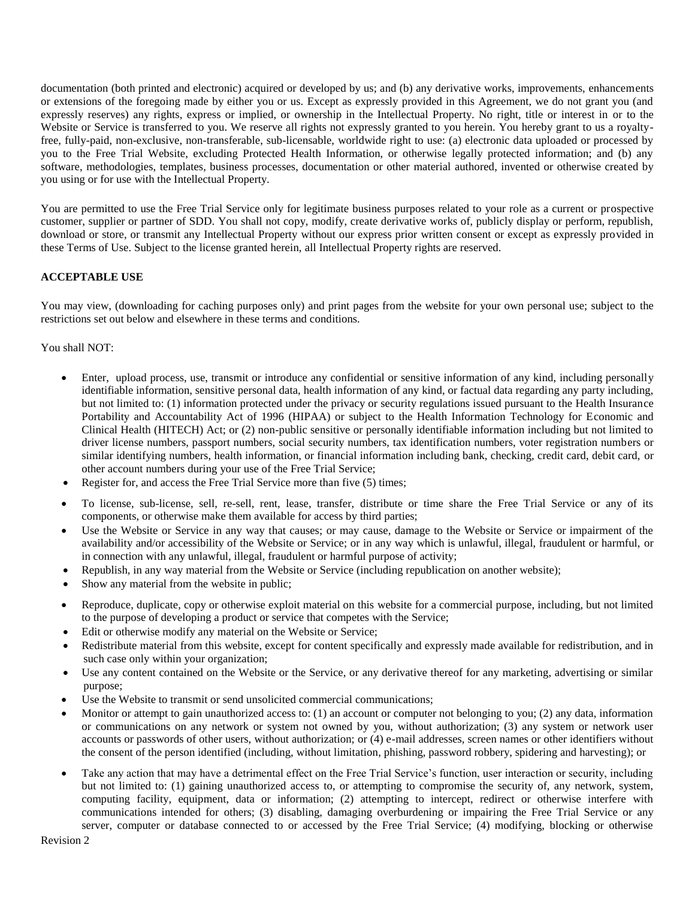documentation (both printed and electronic) acquired or developed by us; and (b) any derivative works, improvements, enhancements or extensions of the foregoing made by either you or us. Except as expressly provided in this Agreement, we do not grant you (and expressly reserves) any rights, express or implied, or ownership in the Intellectual Property. No right, title or interest in or to the Website or Service is transferred to you. We reserve all rights not expressly granted to you herein. You hereby grant to us a royalty-free, fully-paid, non-exclusive, non-transferable, sub-licensable, worldwide right to use: (a) electronic data uploaded or processed by you to the Free Trial Website, excluding Protected Health Information, or otherwise legally protected information; and (b) any software, methodologies, templates, business processes, documentation or other material authored, invented or otherwise created by you using or for use with the Intellectual Property.

You are permitted to use the Free Trial Service only for legitimate business purposes related to your role as a current or prospective customer, supplier or partner of SDD. You shall not copy, modify, create derivative works of, publicly display or perform, republish, download or store, or transmit any Intellectual Property without our express prior written consent or except as expressly provided in these Terms of Use. Subject to the license granted herein, all Intellectual Property rights are reserved.

**ACCEPTABLE USE**

You may view, (downloading for caching purposes only) and print pages from the website for your own personal use; subject to the restrictions set out below and elsewhere in these terms and conditions.

You shall NOT:

- Enter, upload process, use, transmit or introduce any confidential or sensitive information of any kind, including personally identifiable information, sensitive personal data, health information of any kind, or factual data regarding any party including, but not limited to: (1) information protected under the privacy or security regulations issued pursuant to the Health Insurance Portability and Accountability Act of 1996 (HIPAA) or subject to the Health Information Technology for Economic and Clinical Health (HITECH) Act; or (2) non-public sensitive or personally identifiable information including but not limited to driver license numbers, passport numbers, social security numbers, tax identification numbers, voter registration numbers or similar identifying numbers, health information, or financial information including bank, checking, credit card, debit card, or other account numbers during your use of the Free Trial Service;
- Register for, and access the Free Trial Service more than five (5) times;
- To license, sub-license, sell, re-sell, rent, lease, transfer, distribute or time share the Free Trial Service or any of its components, or otherwise make them available for access by third parties;
- Use the Website or Service in any way that causes; or may cause, damage to the Website or Service or impairment of the availability and/or accessibility of the Website or Service; or in any way which is unlawful, illegal, fraudulent or harmful, or in connection with any unlawful, illegal, fraudulent or harmful purpose of activity;
- Republish, in any way material from the Website or Service (including republication on another website);
- Show any material from the website in public;
- Reproduce, duplicate, copy or otherwise exploit material on this website for a commercial purpose, including, but not limited to the purpose of developing a product or service that competes with the Service;
- Edit or otherwise modify any material on the Website or Service;
- Redistribute material from this website, except for content specifically and expressly made available for redistribution, and in such case only within your organization;
- Use any content contained on the Website or the Service, or any derivative thereof for any marketing, advertising or similar purpose;
- Use the Website to transmit or send unsolicited commercial communications;
- Monitor or attempt to gain unauthorized access to: (1) an account or computer not belonging to you; (2) any data, information or communications on any network or system not owned by you, without authorization; (3) any system or network user accounts or passwords of other users, without authorization; or (4) e-mail addresses, screen names or other identifiers without the consent of the person identified (including, without limitation, phishing, password robbery, spidering and harvesting); or
- Take any action that may have a detrimental effect on the Free Trial Service's function, user interaction or security, including but not limited to: (1) gaining unauthorized access to, or attempting to compromise the security of, any network, system, computing facility, equipment, data or information; (2) attempting to intercept, redirect or otherwise interfere with communications intended for others; (3) disabling, damaging overburdening or impairing the Free Trial Service or any server, computer or database connected to or accessed by the Free Trial Service; (4) modifying, blocking or otherwise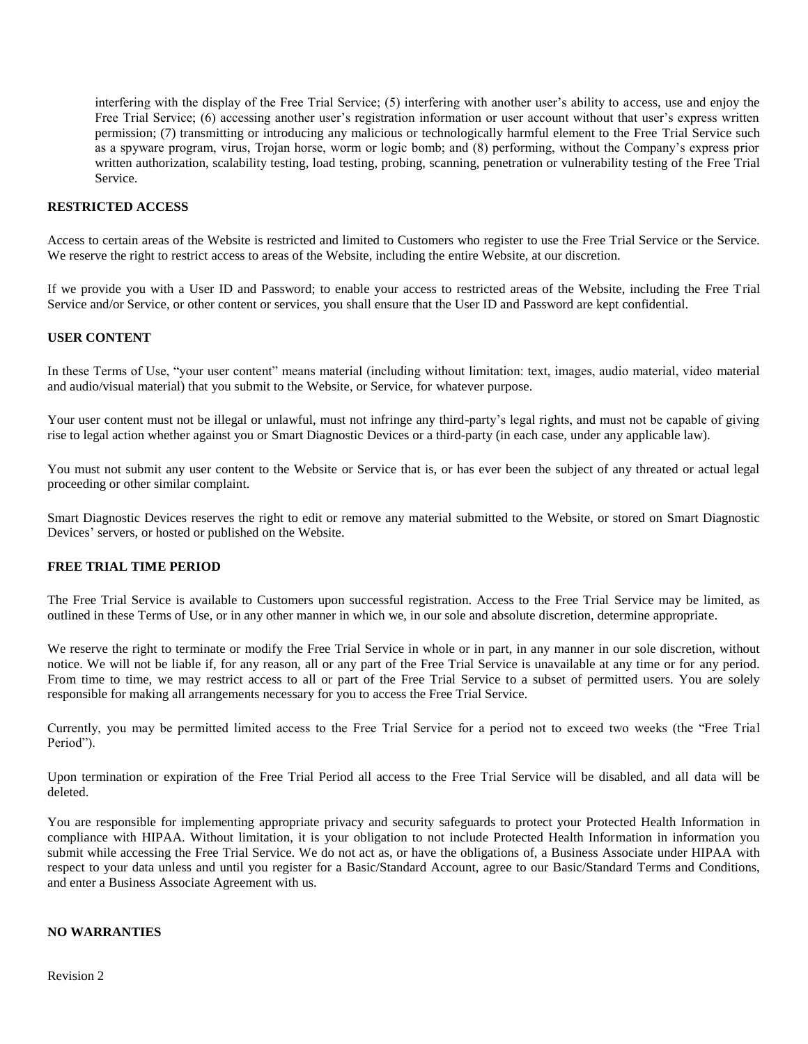interfering with the display of the Free Trial Service; (5) interfering with another user's ability to access, use and enjoy the Free Trial Service; (6) accessing another user's registration information or user account without that user's express written permission; (7) transmitting or introducing any malicious or technologically harmful element to the Free Trial Service such as a spyware program, virus, Trojan horse, worm or logic bomb; and (8) performing, without the Company's express prior written authorization, scalability testing, load testing, probing, scanning, penetration or vulnerability testing of the Free Trial Service.

**RESTRICTED ACCESS**

Access to certain areas of the Website is restricted and limited to Customers who register to use the Free Trial Service or the Service. We reserve the right to restrict access to areas of the Website, including the entire Website, at our discretion.

If we provide you with a User ID and Password; to enable your access to restricted areas of the Website, including the Free Trial Service and/or Service, or other content or services, you shall ensure that the User ID and Password are kept confidential.

**USER CONTENT**

In these Terms of Use, "your user content" means material (including without limitation: text, images, audio material, video material and audio/visual material) that you submit to the Website, or Service, for whatever purpose.

Your user content must not be illegal or unlawful, must not infringe any third-party's legal rights, and must not be capable of giving rise to legal action whether against you or Smart Diagnostic Devices or a third-party (in each case, under any applicable law).

You must not submit any user content to the Website or Service that is, or has ever been the subject of any threated or actual legal proceeding or other similar complaint.

Smart Diagnostic Devices reserves the right to edit or remove any material submitted to the Website, or stored on Smart Diagnostic Devices' servers, or hosted or published on the Website.

**FREE TRIAL TIME PERIOD**

The Free Trial Service is available to Customers upon successful registration. Access to the Free Trial Service may be limited, as outlined in these Terms of Use, or in any other manner in which we, in our sole and absolute discretion, determine appropriate.

We reserve the right to terminate or modify the Free Trial Service in whole or in part, in any manner in our sole discretion, without notice. We will not be liable if, for any reason, all or any part of the Free Trial Service is unavailable at any time or for any period. From time to time, we may restrict access to all or part of the Free Trial Service to a subset of permitted users. You are solely responsible for making all arrangements necessary for you to access the Free Trial Service.

Currently, you may be permitted limited access to the Free Trial Service for a period not to exceed two weeks (the "Free Trial Period").

Upon termination or expiration of the Free Trial Period all access to the Free Trial Service will be disabled, and all data will be deleted.

You are responsible for implementing appropriate privacy and security safeguards to protect your Protected Health Information in compliance with HIPAA. Without limitation, it is your obligation to not include Protected Health Information in information you submit while accessing the Free Trial Service. We do not act as, or have the obligations of, a Business Associate under HIPAA with respect to your data unless and until you register for a Basic/Standard Account, agree to our Basic/Standard Terms and Conditions, and enter a Business Associate Agreement with us.

**NO WARRANTIES**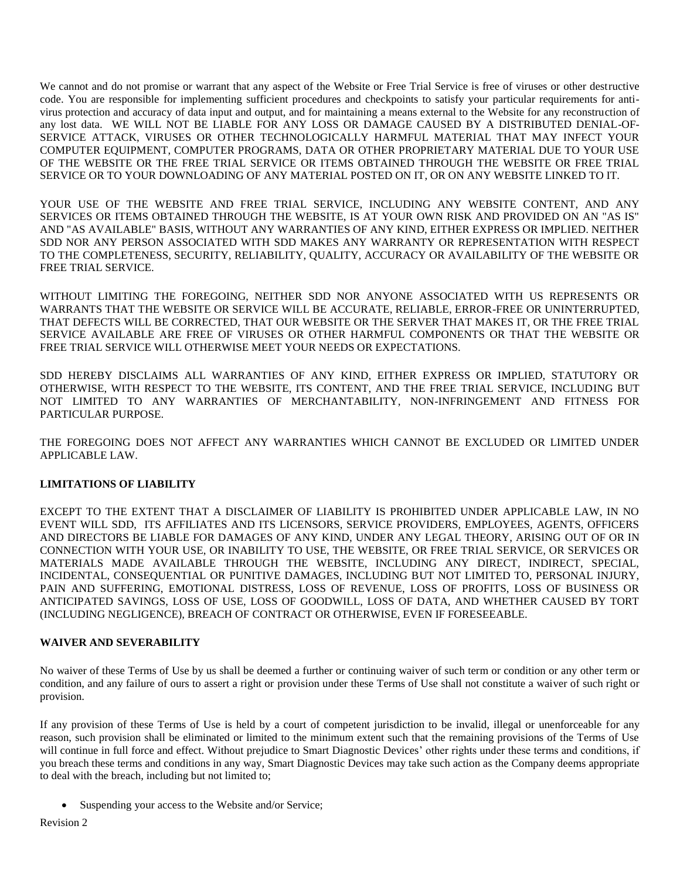We cannot and do not promise or warrant that any aspect of the Website or Free Trial Service is free of viruses or other destructive code. You are responsible for implementing sufficient procedures and checkpoints to satisfy your particular requirements for anti-virus protection and accuracy of data input and output, and for maintaining a means external to the Website for any reconstruction of any lost data. WE WILL NOT BE LIABLE FOR ANY LOSS OR DAMAGE CAUSED BY A DISTRIBUTED DENIAL-OF-SERVICE ATTACK, VIRUSES OR OTHER TECHNOLOGICALLY HARMFUL MATERIAL THAT MAY INFECT YOUR COMPUTER EQUIPMENT, COMPUTER PROGRAMS, DATA OR OTHER PROPRIETARY MATERIAL DUE TO YOUR USE OF THE WEBSITE OR THE FREE TRIAL SERVICE OR ITEMS OBTAINED THROUGH THE WEBSITE OR FREE TRIAL SERVICE OR TO YOUR DOWNLOADING OF ANY MATERIAL POSTED ON IT, OR ON ANY WEBSITE LINKED TO IT.

YOUR USE OF THE WEBSITE AND FREE TRIAL SERVICE, INCLUDING ANY WEBSITE CONTENT, AND ANY SERVICES OR ITEMS OBTAINED THROUGH THE WEBSITE, IS AT YOUR OWN RISK AND PROVIDED ON AN "AS IS" AND "AS AVAILABLE" BASIS, WITHOUT ANY WARRANTIES OF ANY KIND, EITHER EXPRESS OR IMPLIED. NEITHER SDD NOR ANY PERSON ASSOCIATED WITH SDD MAKES ANY WARRANTY OR REPRESENTATION WITH RESPECT TO THE COMPLETENESS, SECURITY, RELIABILITY, QUALITY, ACCURACY OR AVAILABILITY OF THE WEBSITE OR FREE TRIAL SERVICE.

WITHOUT LIMITING THE FOREGOING, NEITHER SDD NOR ANYONE ASSOCIATED WITH US REPRESENTS OR WARRANTS THAT THE WEBSITE OR SERVICE WILL BE ACCURATE, RELIABLE, ERROR-FREE OR UNINTERRUPTED, THAT DEFECTS WILL BE CORRECTED, THAT OUR WEBSITE OR THE SERVER THAT MAKES IT, OR THE FREE TRIAL SERVICE AVAILABLE ARE FREE OF VIRUSES OR OTHER HARMFUL COMPONENTS OR THAT THE WEBSITE OR FREE TRIAL SERVICE WILL OTHERWISE MEET YOUR NEEDS OR EXPECTATIONS.

SDD HEREBY DISCLAIMS ALL WARRANTIES OF ANY KIND, EITHER EXPRESS OR IMPLIED, STATUTORY OR OTHERWISE, WITH RESPECT TO THE WEBSITE, ITS CONTENT, AND THE FREE TRIAL SERVICE, INCLUDING BUT NOT LIMITED TO ANY WARRANTIES OF MERCHANTABILITY, NON-INFRINGEMENT AND FITNESS FOR PARTICULAR PURPOSE.

THE FOREGOING DOES NOT AFFECT ANY WARRANTIES WHICH CANNOT BE EXCLUDED OR LIMITED UNDER APPLICABLE LAW.

**LIMITATIONS OF LIABILITY**

EXCEPT TO THE EXTENT THAT A DISCLAIMER OF LIABILITY IS PROHIBITED UNDER APPLICABLE LAW, IN NO EVENT WILL SDD, ITS AFFILIATES AND ITS LICENSORS, SERVICE PROVIDERS, EMPLOYEES, AGENTS, OFFICERS AND DIRECTORS BE LIABLE FOR DAMAGES OF ANY KIND, UNDER ANY LEGAL THEORY, ARISING OUT OF OR IN CONNECTION WITH YOUR USE, OR INABILITY TO USE, THE WEBSITE, OR FREE TRIAL SERVICE, OR SERVICES OR MATERIALS MADE AVAILABLE THROUGH THE WEBSITE, INCLUDING ANY DIRECT, INDIRECT, SPECIAL, INCIDENTAL, CONSEQUENTIAL OR PUNITIVE DAMAGES, INCLUDING BUT NOT LIMITED TO, PERSONAL INJURY, PAIN AND SUFFERING, EMOTIONAL DISTRESS, LOSS OF REVENUE, LOSS OF PROFITS, LOSS OF BUSINESS OR ANTICIPATED SAVINGS, LOSS OF USE, LOSS OF GOODWILL, LOSS OF DATA, AND WHETHER CAUSED BY TORT (INCLUDING NEGLIGENCE), BREACH OF CONTRACT OR OTHERWISE, EVEN IF FORESEEABLE.

**WAIVER AND SEVERABILITY**

No waiver of these Terms of Use by us shall be deemed a further or continuing waiver of such term or condition or any other term or condition, and any failure of ours to assert a right or provision under these Terms of Use shall not constitute a waiver of such right or provision.

If any provision of these Terms of Use is held by a court of competent jurisdiction to be invalid, illegal or unenforceable for any reason, such provision shall be eliminated or limited to the minimum extent such that the remaining provisions of the Terms of Use will continue in full force and effect. Without prejudice to Smart Diagnostic Devices' other rights under these terms and conditions, if you breach these terms and conditions in any way, Smart Diagnostic Devices may take such action as the Company deems appropriate to deal with the breach, including but not limited to;

- Suspending your access to the Website and/or Service;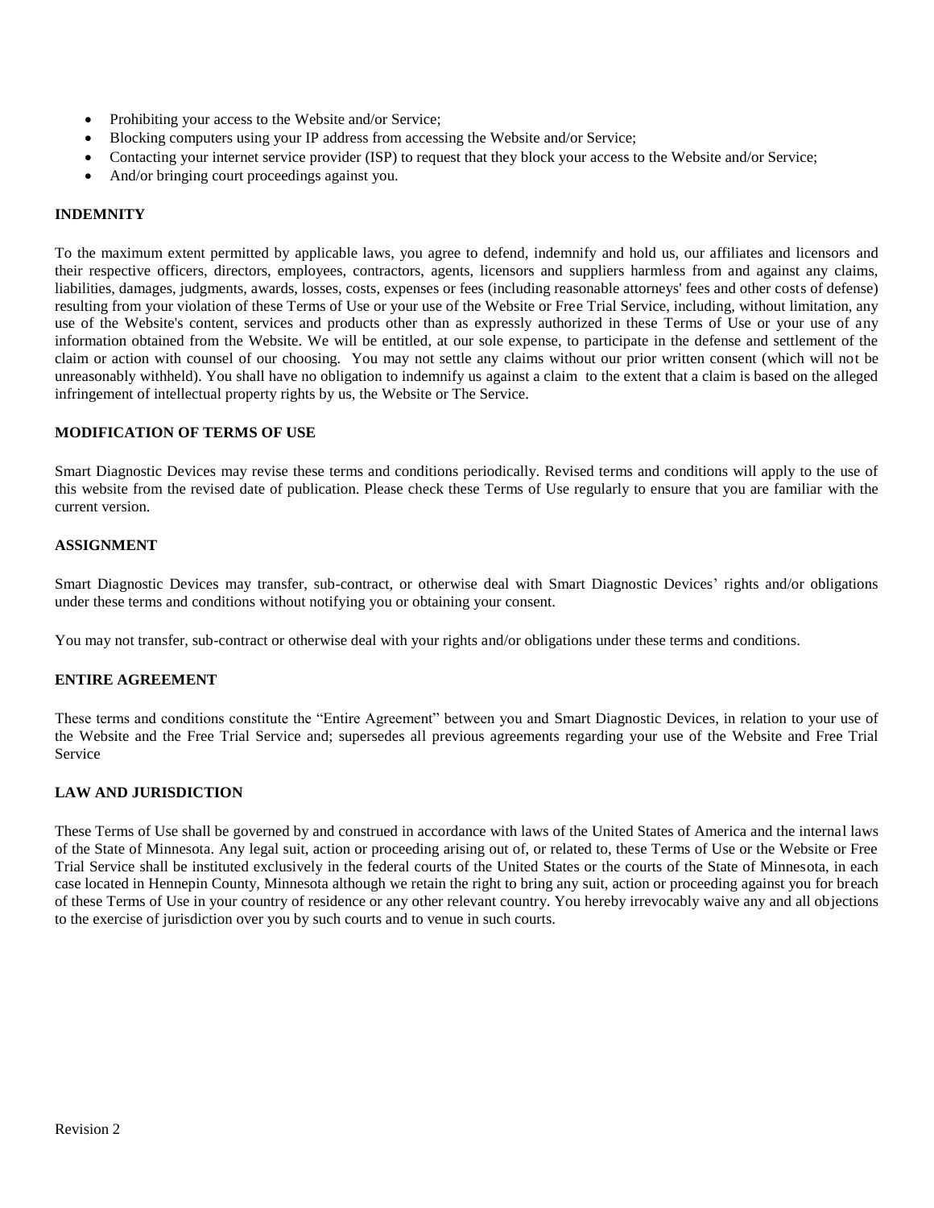- Prohibiting your access to the Website and/or Service;
- Blocking computers using your IP address from accessing the Website and/or Service;
- Contacting your internet service provider (ISP) to request that they block your access to the Website and/or Service;
- And/or bringing court proceedings against you.

**INDEMNITY**

To the maximum extent permitted by applicable laws, you agree to defend, indemnify and hold us, our affiliates and licensors and their respective officers, directors, employees, contractors, agents, licensors and suppliers harmless from and against any claims, liabilities, damages, judgments, awards, losses, costs, expenses or fees (including reasonable attorneys' fees and other costs of defense) resulting from your violation of these Terms of Use or your use of the Website or Free Trial Service, including, without limitation, any use of the Website's content, services and products other than as expressly authorized in these Terms of Use or your use of any information obtained from the Website. We will be entitled, at our sole expense, to participate in the defense and settlement of the claim or action with counsel of our choosing. You may not settle any claims without our prior written consent (which will not be unreasonably withheld). You shall have no obligation to indemnify us against a claim to the extent that a claim is based on the alleged infringement of intellectual property rights by us, the Website or The Service.

**MODIFICATION OF TERMS OF USE**

Smart Diagnostic Devices may revise these terms and conditions periodically. Revised terms and conditions will apply to the use of this website from the revised date of publication. Please check these Terms of Use regularly to ensure that you are familiar with the current version.

**ASSIGNMENT**

Smart Diagnostic Devices may transfer, sub-contract, or otherwise deal with Smart Diagnostic Devices' rights and/or obligations under these terms and conditions without notifying you or obtaining your consent.

You may not transfer, sub-contract or otherwise deal with your rights and/or obligations under these terms and conditions.

**ENTIRE AGREEMENT**

These terms and conditions constitute the "Entire Agreement" between you and Smart Diagnostic Devices, in relation to your use of the Website and the Free Trial Service and; supersedes all previous agreements regarding your use of the Website and Free Trial Service

**LAW AND JURISDICTION**

These Terms of Use shall be governed by and construed in accordance with laws of the United States of America and the internal laws of the State of Minnesota. Any legal suit, action or proceeding arising out of, or related to, these Terms of Use or the Website or Free Trial Service shall be instituted exclusively in the federal courts of the United States or the courts of the State of Minnesota, in each case located in Hennepin County, Minnesota although we retain the right to bring any suit, action or proceeding against you for breach of these Terms of Use in your country of residence or any other relevant country. You hereby irrevocably waive any and all objections to the exercise of jurisdiction over you by such courts and to venue in such courts.

Revision 2